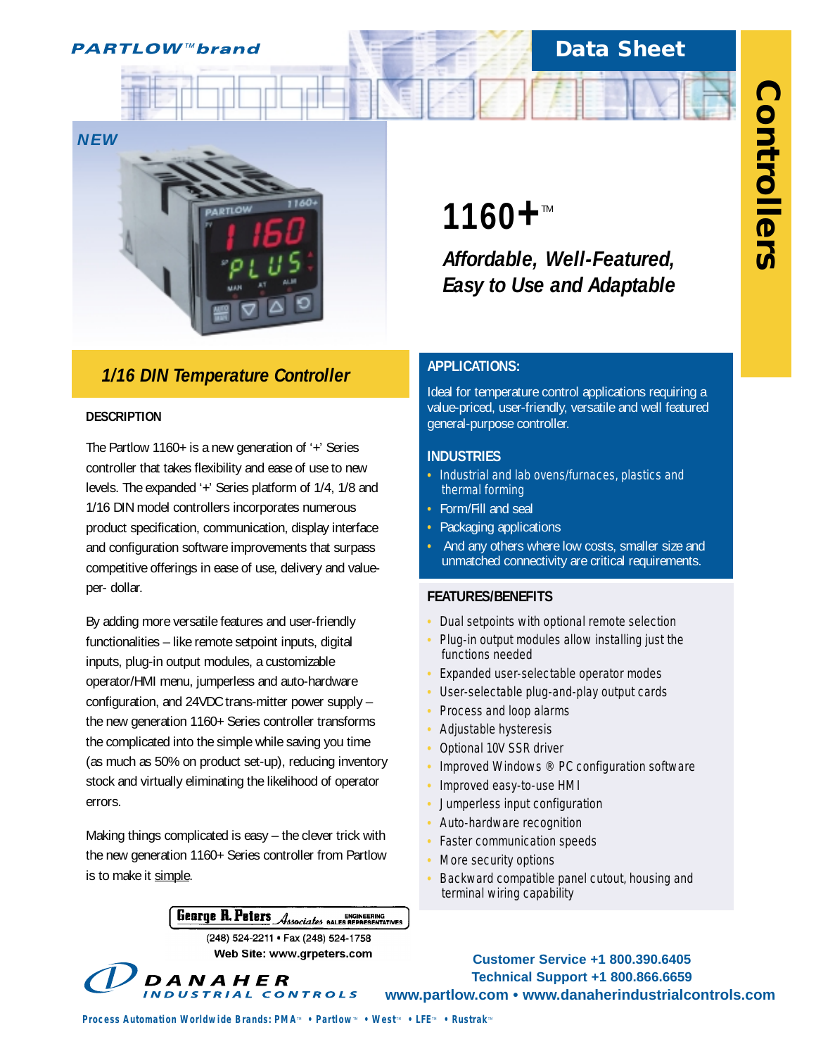PARTLOW™ brand

# Data Sheet

## Controllers

NEW

# 1160+™

## *Affordable, Well-Featured, Easy to Use and Adaptable*

### *1/16 DIN Temperature Controller*

#### DESCRIPTION

The Partlow 1160+ is a new generation of '+' Series controller that takes flexibility and ease of use to new levels. The expanded '+' Series platform of 1/4, 1/8 and 1/16 DIN model controllers incorporates numerous product specification, communication, display interface and configuration software improvements that surpass competitive offerings in ease of use, delivery and value-per- dollar.

By adding more versatile features and user-friendly functionalities – like remote setpoint inputs, digital inputs, plug-in output modules, a customizable operator/HMI menu, jumperless and auto-hardware configuration, and 24VDC trans-mitter power supply – the new generation 1160+ Series controller transforms the complicated into the simple while saving you time (as much as 50% on product set-up), reducing inventory stock and virtually eliminating the likelihood of operator errors.

Making things complicated is easy – the clever trick with the new generation 1160+ Series controller from Partlow is to make it simple.

#### APPLICATIONS:

Ideal for temperature control applications requiring a value-priced, user-friendly, versatile and well featured general-purpose controller.

#### INDUSTRIES

- Industrial and lab ovens/furnaces, plastics and thermal forming
- Form/Fill and seal
- Packaging applications
- And any others where low costs, smaller size and unmatched connectivity are critical requirements.

#### FEATURES/BENEFITS

- Dual setpoints with optional remote selection
- Plug-in output modules allow installing just the functions needed
- Expanded user-selectable operator modes
- User-selectable plug-and-play output cards
- Process and loop alarms
- Adjustable hysteresis
- Optional 10V SSR driver
- Improved Windows ® PC configuration software
- Improved easy-to-use HMI
- Jumperless input configuration
- Auto-hardware recognition
- Faster communication speeds
- More security options
- Backward compatible panel cutout, housing and terminal wiring capability

George R. Peters Associates ENGINEERING SALES REPRESENTATIVES
(248) 524-2211 • Fax (248) 524-1758
Web Site: www.grpeters.com

DANAHER INDUSTRIAL CONTROLS

Customer Service +1 800.390.6405
Technical Support +1 800.866.6659
www.partlow.com • www.danaherindustrialcontrols.com

Process Automation Worldwide Brands: PMA™ • Partlow™ • West™ • LFE™ • Rustrak™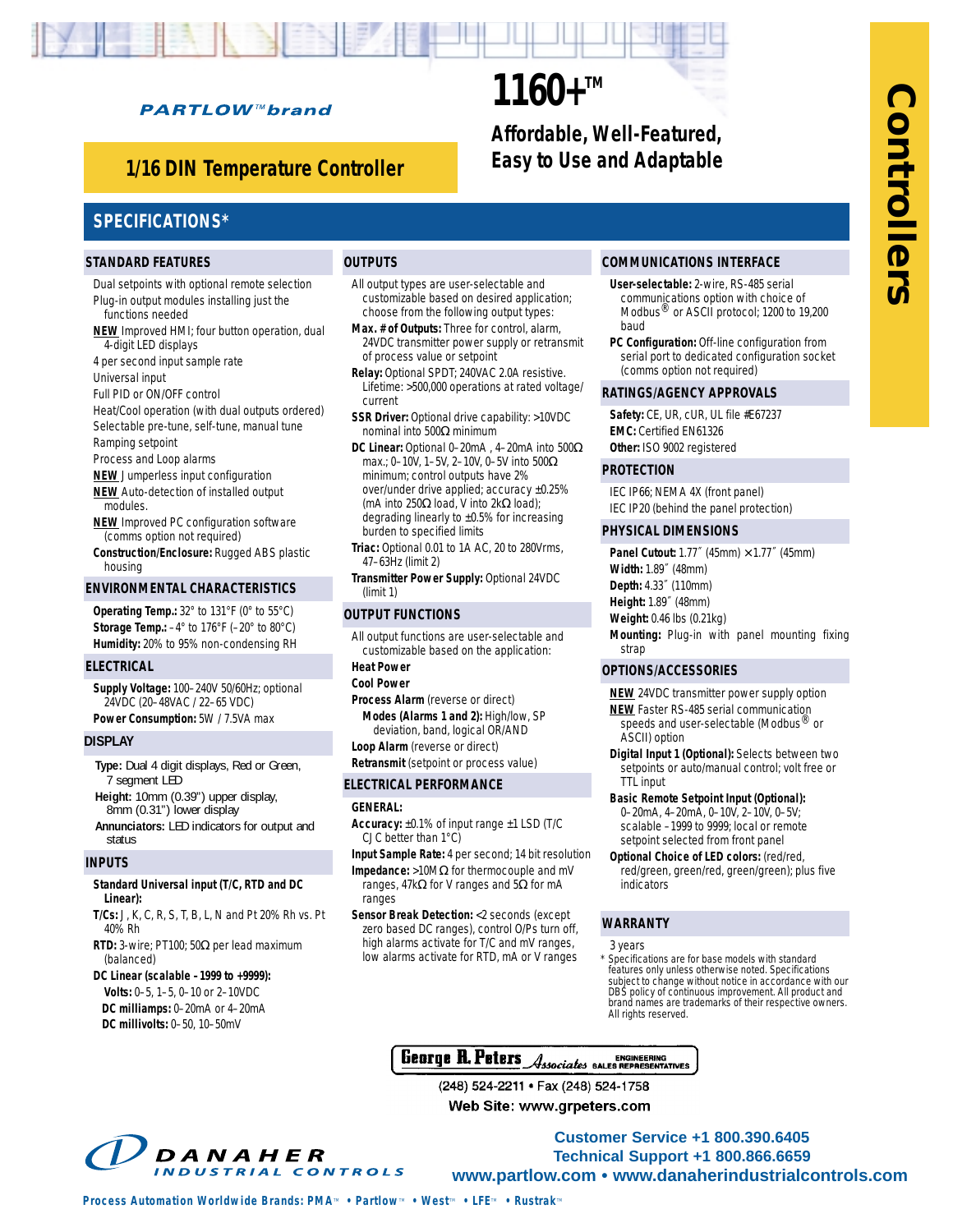PARTLOW™ brand

# 1160+™

## Affordable, Well-Featured, Easy to Use and Adaptable

## 1/16 DIN Temperature Controller

Controllers

## SPECIFICATIONS*

### STANDARD FEATURES

- Dual setpoints with optional remote selection
- Plug-in output modules installing just the functions needed
- **NEW** Improved HMI; four button operation, dual 4-digit LED displays
- 4 per second input sample rate
- Universal input
- Full PID or ON/OFF control
- Heat/Cool operation (with dual outputs ordered)
- Selectable pre-tune, self-tune, manual tune
- Ramping setpoint
- Process and Loop alarms
- **NEW** Jumperless input configuration
- **NEW** Auto-detection of installed output modules.
- **NEW** Improved PC configuration software (comms option not required)
- **Construction/Enclosure:** Rugged ABS plastic housing

### ENVIRONMENTAL CHARACTERISTICS

**Operating Temp.:** 32° to 131°F (0° to 55°C)
**Storage Temp.:** –4° to 176°F (–20° to 80°C)
**Humidity:** 20% to 95% non-condensing RH

### ELECTRICAL

**Supply Voltage:** 100–240V 50/60Hz; optional 24VDC (20–48VAC / 22–65 VDC)
**Power Consumption:** 5W / 7.5VA max

### DISPLAY

**Type:** Dual 4 digit displays, Red or Green, 7 segment LED
**Height:** 10mm (0.39") upper display, 8mm (0.31") lower display
**Annunciators:** LED indicators for output and status

### INPUTS

**Standard Universal input (T/C, RTD and DC Linear):**
**T/Cs:** J, K, C, R, S, T, B, L, N and Pt 20% Rh vs. Pt 40% Rh
**RTD:** 3-wire; PT100; 50Ω per lead maximum (balanced)
**DC Linear (scalable –1999 to +9999):**
**Volts:** 0–5, 1–5, 0–10 or 2–10VDC
**DC milliamps:** 0–20mA or 4–20mA
**DC millivolts:** 0–50, 10–50mV

### OUTPUTS

All output types are user-selectable and customizable based on desired application; choose from the following output types:

**Max. # of Outputs:** Three for control, alarm, 24VDC transmitter power supply or retransmit of process value or setpoint
**Relay:** Optional SPDT; 240VAC 2.0A resistive. Lifetime: >500,000 operations at rated voltage/current
**SSR Driver:** Optional drive capability: >10VDC nominal into 500Ω minimum
**DC Linear:** Optional 0–20mA , 4–20mA into 500Ω max.; 0–10V, 1–5V, 2–10V, 0–5V into 500Ω minimum; control outputs have 2% over/under drive applied; accuracy ±0.25% (mA into 250Ω load, V into 2kΩ load); degrading linearly to ±0.5% for increasing burden to specified limits
**Triac:** Optional 0.01 to 1A AC, 20 to 280Vrms, 47–63Hz (limit 2)
**Transmitter Power Supply:** Optional 24VDC (limit 1)

### OUTPUT FUNCTIONS

All output functions are user-selectable and customizable based on the application:

**Heat Power**
**Cool Power**
**Process Alarm** (reverse or direct)
**Modes (Alarms 1 and 2):** High/low, SP deviation, band, logical OR/AND
**Loop Alarm** (reverse or direct)
**Retransmit** (setpoint or process value)

### ELECTRICAL PERFORMANCE

**GENERAL:**
**Accuracy:** ±0.1% of input range ±1 LSD (T/C CJC better than 1°C)
**Input Sample Rate:** 4 per second; 14 bit resolution
**Impedance:** >10MΩ for thermocouple and mV ranges, 47kΩ for V ranges and 5Ω for mA ranges
**Sensor Break Detection:** <2 seconds (except zero based DC ranges), control O/Ps turn off, high alarms activate for T/C and mV ranges, low alarms activate for RTD, mA or V ranges

### COMMUNICATIONS INTERFACE

**User-selectable:** 2-wire, RS-485 serial communications option with choice of Modbus® or ASCII protocol; 1200 to 19,200 baud
**PC Configuration:** Off-line configuration from serial port to dedicated configuration socket (comms option not required)

### RATINGS/AGENCY APPROVALS

**Safety:** CE, UR, cUR, UL file #E67237
**EMC:** Certified EN61326
**Other:** ISO 9002 registered

### PROTECTION

IEC IP66; NEMA 4X (front panel)
IEC IP20 (behind the panel protection)

### PHYSICAL DIMENSIONS

**Panel Cutout:** 1.77" (45mm) × 1.77" (45mm)
**Width:** 1.89" (48mm)
**Depth:** 4.33" (110mm)
**Height:** 1.89" (48mm)
**Weight:** 0.46 lbs (0.21kg)
**Mounting:** Plug-in with panel mounting fixing strap

### OPTIONS/ACCESSORIES

**NEW** 24VDC transmitter power supply option
**NEW** Faster RS-485 serial communication speeds and user-selectable (Modbus® or ASCII) option
**Digital Input 1 (Optional):** Selects between two setpoints or auto/manual control; volt free or TTL input
**Basic Remote Setpoint Input (Optional):** 0–20mA, 4–20mA, 0–10V, 2–10V, 0–5V; scalable –1999 to 9999; local or remote setpoint selected from front panel
**Optional Choice of LED colors:** (red/red, red/green, green/red, green/green); plus five indicators

### WARRANTY

3 years

\* Specifications are for base models with standard features only unless otherwise noted. Specifications subject to change without notice in accordance with our DBS policy of continuous improvement. All product and brand names are trademarks of their respective owners. All rights reserved.

George R. Peters Associates ENGINEERING SALES REPRESENTATIVES
(248) 524-2211 • Fax (248) 524-1758
Web Site: www.grpeters.com

DANAHER INDUSTRIAL CONTROLS

Customer Service +1 800.390.6405
Technical Support +1 800.866.6659
www.partlow.com • www.danaherindustrialcontrols.com

Process Automation Worldwide Brands: PMA™ • Partlow™ • West™ • LFE™ • Rustrak™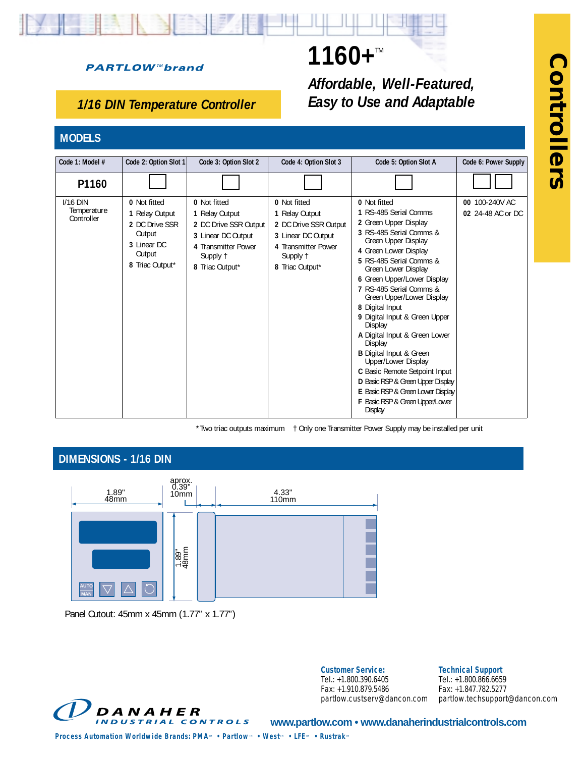PARTLOW™ brand

# 1160+™

*Affordable, Well-Featured, Easy to Use and Adaptable*

*1/16 DIN Temperature Controller*

Controllers

## MODELS

| Code 1: Model # | Code 2: Option Slot 1 | Code 3: Option Slot 2 | Code 4: Option Slot 3 | Code 5: Option Slot A | Code 6: Power Supply |
|---|---|---|---|---|---|
| **P1160** | ☐ | ☐ | ☐ | ☐ | ☐☐ |
| I/16 DIN Temperature Controller | **0** Not fitted<br>**1** Relay Output<br>**2** DC Drive SSR Output<br>**3** Linear DC Output<br>**8** Triac Output* | **0** Not fitted<br>**1** Relay Output<br>**2** DC Drive SSR Output<br>**3** Linear DC Output<br>**4** Transmitter Power Supply †<br>**8** Triac Output* | **0** Not fitted<br>**1** Relay Output<br>**2** DC Drive SSR Output<br>**3** Linear DC Output<br>**4** Transmitter Power Supply †<br>**8** Triac Output* | **0** Not fitted<br>**1** RS-485 Serial Comms<br>**2** Green Upper Display<br>**3** RS-485 Serial Comms & Green Upper Display<br>**4** Green Lower Display<br>**5** RS-485 Serial Comms & Green Lower Display<br>**6** Green Upper/Lower Display<br>**7** RS-485 Serial Comms & Green Upper/Lower Display<br>**8** Digital Input<br>**9** Digital Input & Green Upper Display<br>**A** Digital Input & Green Lower Display<br>**B** Digital Input & Green Upper/Lower Display<br>**C** Basic Remote Setpoint Input<br>**D** Basic RSP & Green Upper Display<br>**E** Basic RSP & Green Lower Display<br>**F** Basic RSP & Green Upper/Lower Display | **00** 100-240V AC<br>**02** 24-48 AC or DC |

*Two triac outputs maximum † Only one Transmitter Power Supply may be installed per unit

## DIMENSIONS - 1/16 DIN

1.89" 48mm — aprox. 0.39" 10mm — 4.33" 110mm — 1.89" 48mm

Panel Cutout: 45mm x 45mm (1.77" x 1.77")

**Customer Service:**
Tel.: +1.800.390.6405
Fax: +1.910.879.5486
partlow.custserv@dancon.com

**Technical Support**
Tel.: +1.800.866.6659
Fax: +1.847.782.5277
partlow.techsupport@dancon.com

DANAHER INDUSTRIAL CONTROLS

www.partlow.com • www.danaherindustrialcontrols.com

Process Automation Worldwide Brands: PMA™ • Partlow™ • West™ • LFE™ • Rustrak™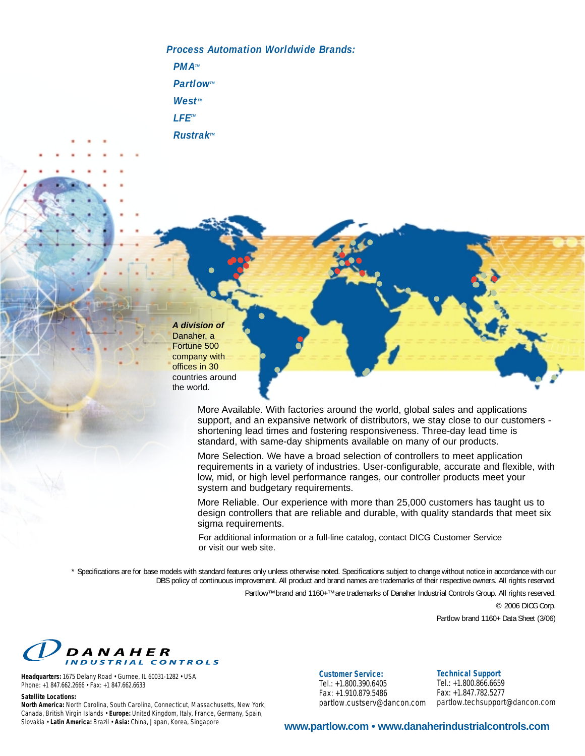***Process Automation Worldwide Brands:***

- ***PMA™***
- ***Partlow™***
- ***West™***
- ***LFE™***
- ***Rustrak™***

***A division of*** Danaher, a Fortune 500 company with offices in 30 countries around the world.

More Available. With factories around the world, global sales and applications support, and an expansive network of distributors, we stay close to our customers - shortening lead times and fostering responsiveness. Three-day lead time is standard, with same-day shipments available on many of our products.

More Selection. We have a broad selection of controllers to meet application requirements in a variety of industries. User-configurable, accurate and flexible, with low, mid, or high level performance ranges, our controller products meet your system and budgetary requirements.

More Reliable. Our experience with more than 25,000 customers has taught us to design controllers that are reliable and durable, with quality standards that meet six sigma requirements.

For additional information or a full-line catalog, contact DICG Customer Service or visit our web site.

* Specifications are for base models with standard features only unless otherwise noted. Specifications subject to change without notice in accordance with our DBS policy of continuous improvement. All product and brand names are trademarks of their respective owners. All rights reserved.

Partlow™ brand and 1160+™ are trademarks of Danaher Industrial Controls Group. All rights reserved.

© 2006 DICG Corp.

Partlow brand 1160+ Data Sheet (3/06)

**DANAHER INDUSTRIAL CONTROLS**

**Headquarters:** 1675 Delany Road • Gurnee, IL 60031-1282 • USA
Phone: +1 847.662.2666 • Fax: +1 847.662.6633

**Satellite Locations:**
**North America:** North Carolina, South Carolina, Connecticut, Massachusetts, New York, Canada, British Virgin Islands • **Europe:** United Kingdom, Italy, France, Germany, Spain, Slovakia • **Latin America:** Brazil • **Asia:** China, Japan, Korea, Singapore

**Customer Service:**
Tel.: +1.800.390.6405
Fax: +1.910.879.5486
partlow.custserv@dancon.com

**Technical Support**
Tel.: +1.800.866.6659
Fax: +1.847.782.5277
partlow.techsupport@dancon.com

**www.partlow.com • www.danaherindustrialcontrols.com**